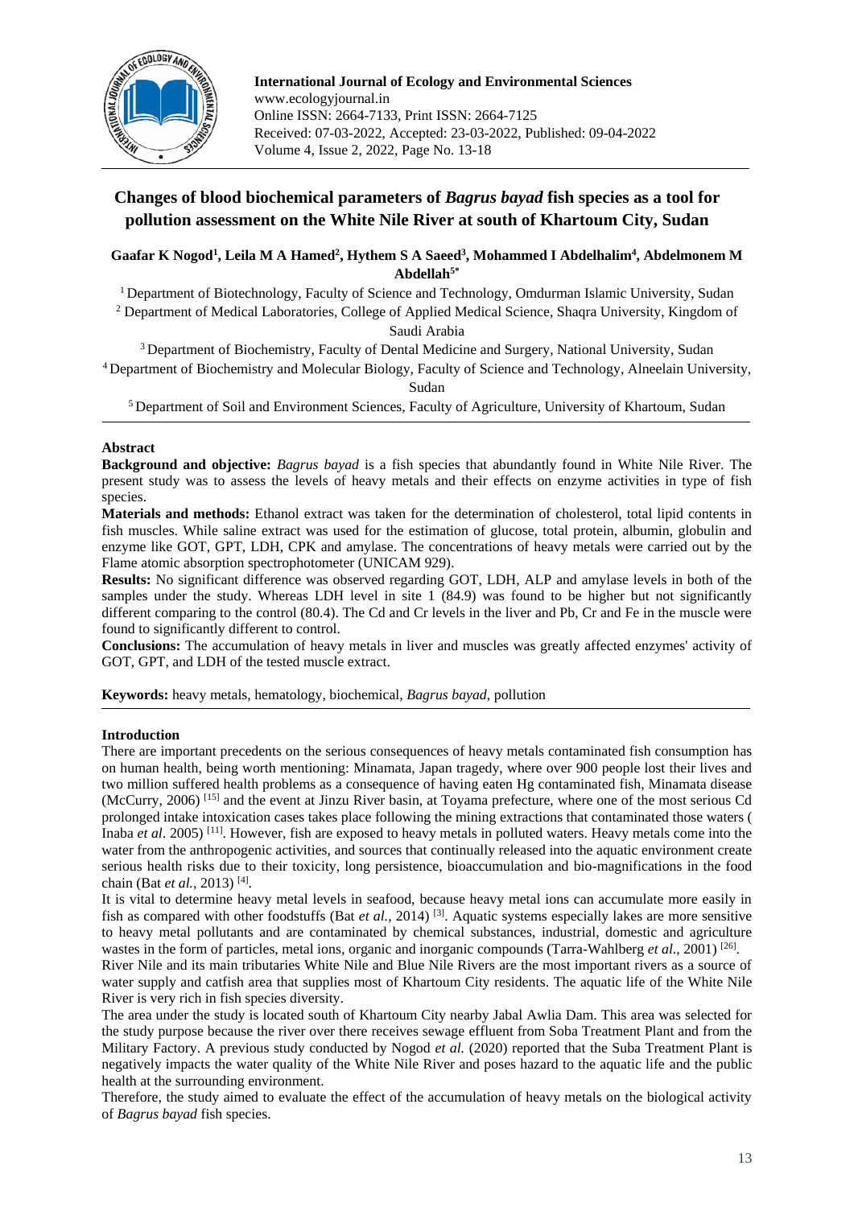# Changes of blood biochemical parameters of *Bagrus bayad* fish species as a tool for pollution assessment on the White Nile River at south of Khartoum City, Sudan

**Gaafar K Nogod[1], Leila M A Hamed[2], Hythem S A Saeed[3], Mohammed I Abdelhalim[4], Abdelmonem M Abdellah[5*]**

[1] Department of Biotechnology, Faculty of Science and Technology, Omdurman Islamic University, Sudan

[2] Department of Medical Laboratories, College of Applied Medical Science, Shaqra University, Kingdom of Saudi Arabia

[3] Department of Biochemistry, Faculty of Dental Medicine and Surgery, National University, Sudan

[4] Department of Biochemistry and Molecular Biology, Faculty of Science and Technology, Alneelain University, Sudan

[5] Department of Soil and Environment Sciences, Faculty of Agriculture, University of Khartoum, Sudan

## Abstract

**Background and objective:** *Bagrus bayad* is a fish species that abundantly found in White Nile River. The present study was to assess the levels of heavy metals and their effects on enzyme activities in type of fish species.

**Materials and methods:** Ethanol extract was taken for the determination of cholesterol, total lipid contents in fish muscles. While saline extract was used for the estimation of glucose, total protein, albumin, globulin and enzyme like GOT, GPT, LDH, CPK and amylase. The concentrations of heavy metals were carried out by the Flame atomic absorption spectrophotometer (UNICAM 929).

**Results:** No significant difference was observed regarding GOT, LDH, ALP and amylase levels in both of the samples under the study. Whereas LDH level in site 1 (84.9) was found to be higher but not significantly different comparing to the control (80.4). The Cd and Cr levels in the liver and Pb, Cr and Fe in the muscle were found to significantly different to control.

**Conclusions:** The accumulation of heavy metals in liver and muscles was greatly affected enzymes' activity of GOT, GPT, and LDH of the tested muscle extract.

**Keywords:** heavy metals, hematology, biochemical, *Bagrus bayad*, pollution

## Introduction

There are important precedents on the serious consequences of heavy metals contaminated fish consumption has on human health, being worth mentioning: Minamata, Japan tragedy, where over 900 people lost their lives and two million suffered health problems as a consequence of having eaten Hg contaminated fish, Minamata disease (McCurry, 2006) [15] and the event at Jinzu River basin, at Toyama prefecture, where one of the most serious Cd prolonged intake intoxication cases takes place following the mining extractions that contaminated those waters ( Inaba *et al*. 2005) [11]. However, fish are exposed to heavy metals in polluted waters. Heavy metals come into the water from the anthropogenic activities, and sources that continually released into the aquatic environment create serious health risks due to their toxicity, long persistence, bioaccumulation and bio-magnifications in the food chain (Bat *et al.*, 2013) [4].

It is vital to determine heavy metal levels in seafood, because heavy metal ions can accumulate more easily in fish as compared with other foodstuffs (Bat *et al.*, 2014) [3]. Aquatic systems especially lakes are more sensitive to heavy metal pollutants and are contaminated by chemical substances, industrial, domestic and agriculture wastes in the form of particles, metal ions, organic and inorganic compounds (Tarra-Wahlberg *et al*., 2001) [26].

River Nile and its main tributaries White Nile and Blue Nile Rivers are the most important rivers as a source of water supply and catfish area that supplies most of Khartoum City residents. The aquatic life of the White Nile River is very rich in fish species diversity.

The area under the study is located south of Khartoum City nearby Jabal Awlia Dam. This area was selected for the study purpose because the river over there receives sewage effluent from Soba Treatment Plant and from the Military Factory. A previous study conducted by Nogod *et al.* (2020) reported that the Suba Treatment Plant is negatively impacts the water quality of the White Nile River and poses hazard to the aquatic life and the public health at the surrounding environment.

Therefore, the study aimed to evaluate the effect of the accumulation of heavy metals on the biological activity of *Bagrus bayad* fish species.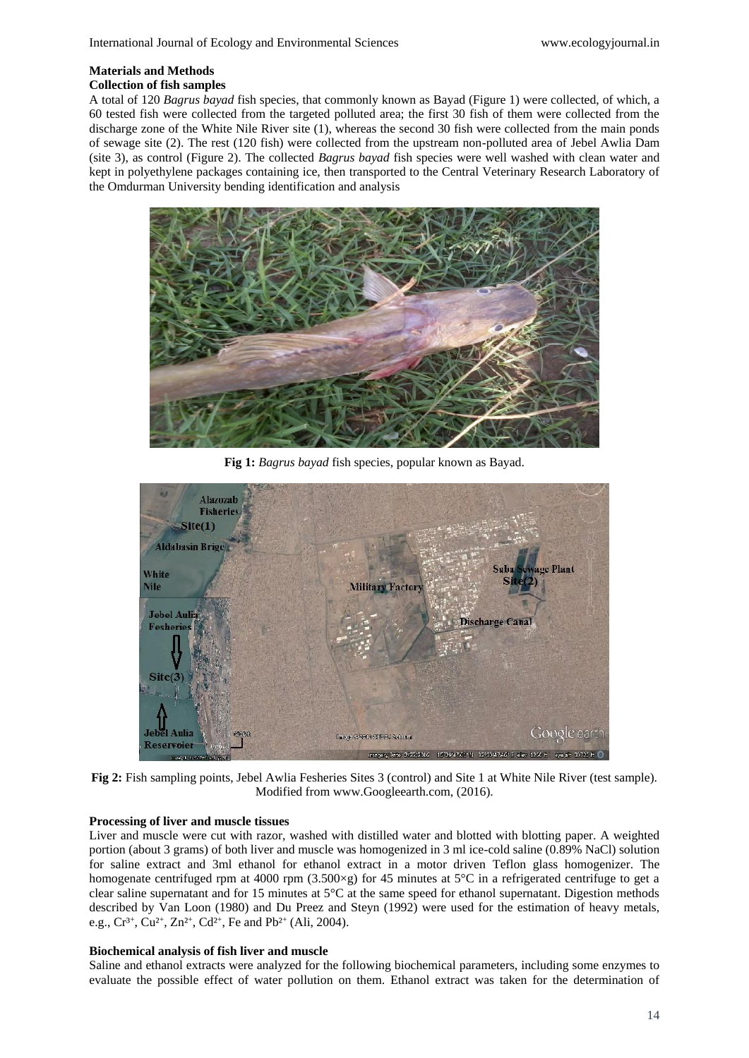## Materials and Methods

### Collection of fish samples

A total of 120 *Bagrus bayad* fish species, that commonly known as Bayad (Figure 1) were collected, of which, a 60 tested fish were collected from the targeted polluted area; the first 30 fish of them were collected from the discharge zone of the White Nile River site (1), whereas the second 30 fish were collected from the main ponds of sewage site (2). The rest (120 fish) were collected from the upstream non-polluted area of Jebel Awlia Dam (site 3), as control (Figure 2). The collected *Bagrus bayad* fish species were well washed with clean water and kept in polyethylene packages containing ice, then transported to the Central Veterinary Research Laboratory of the Omdurman University bending identification and analysis

**Fig 1:** *Bagrus bayad* fish species, popular known as Bayad.

**Fig 2:** Fish sampling points, Jebel Awlia Fesheries Sites 3 (control) and Site 1 at White Nile River (test sample). Modified from www.Googleearth.com, (2016).

### Processing of liver and muscle tissues

Liver and muscle were cut with razor, washed with distilled water and blotted with blotting paper. A weighted portion (about 3 grams) of both liver and muscle was homogenized in 3 ml ice-cold saline (0.89% NaCl) solution for saline extract and 3ml ethanol for ethanol extract in a motor driven Teflon glass homogenizer. The homogenate centrifuged rpm at 4000 rpm (3.500×g) for 45 minutes at 5°C in a refrigerated centrifuge to get a clear saline supernatant and for 15 minutes at 5°C at the same speed for ethanol supernatant. Digestion methods described by Van Loon (1980) and Du Preez and Steyn (1992) were used for the estimation of heavy metals, e.g., $Cr^{3+}$, $Cu^{2+}$, $Zn^{2+}$, $Cd^{2+}$, Fe and $Pb^{2+}$ (Ali, 2004).

### Biochemical analysis of fish liver and muscle

Saline and ethanol extracts were analyzed for the following biochemical parameters, including some enzymes to evaluate the possible effect of water pollution on them. Ethanol extract was taken for the determination of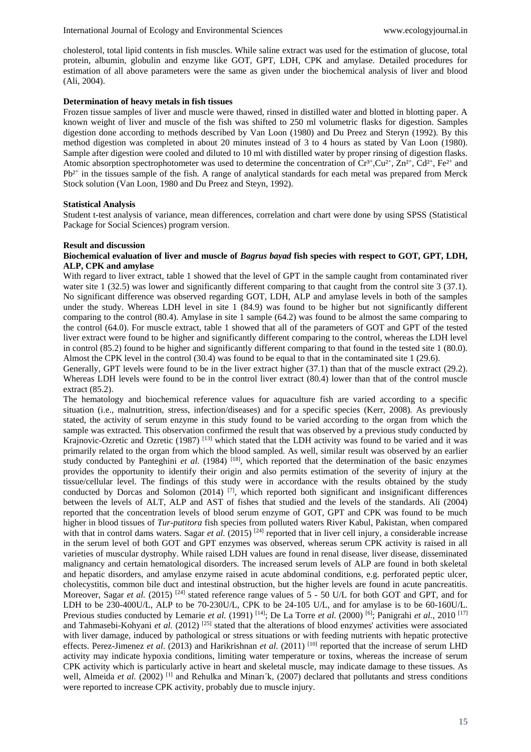cholesterol, total lipid contents in fish muscles. While saline extract was used for the estimation of glucose, total protein, albumin, globulin and enzyme like GOT, GPT, LDH, CPK and amylase. Detailed procedures for estimation of all above parameters were the same as given under the biochemical analysis of liver and blood (Ali, 2004).

### Determination of heavy metals in fish tissues

Frozen tissue samples of liver and muscle were thawed, rinsed in distilled water and blotted in blotting paper. A known weight of liver and muscle of the fish was shifted to 250 ml volumetric flasks for digestion. Samples digestion done according to methods described by Van Loon (1980) and Du Preez and Steryn (1992). By this method digestion was completed in about 20 minutes instead of 3 to 4 hours as stated by Van Loon (1980). Sample after digestion were cooled and diluted to 10 ml with distilled water by proper rinsing of digestion flasks. Atomic absorption spectrophotometer was used to determine the concentration of $Cr^{3+}$, $Cu^{2+}$, $Zn^{2+}$, $Cd^{2+}$, $Fe^{2+}$ and $Pb^{2+}$ in the tissues sample of the fish. A range of analytical standards for each metal was prepared from Merck Stock solution (Van Loon, 1980 and Du Preez and Steyn, 1992).

### Statistical Analysis

Student t-test analysis of variance, mean differences, correlation and chart were done by using SPSS (Statistical Package for Social Sciences) program version.

## Result and discussion

### Biochemical evaluation of liver and muscle of *Bagrus bayad* fish species with respect to GOT, GPT, LDH, ALP, CPK and amylase

With regard to liver extract, table 1 showed that the level of GPT in the sample caught from contaminated river water site 1 (32.5) was lower and significantly different comparing to that caught from the control site 3 (37.1). No significant difference was observed regarding GOT, LDH, ALP and amylase levels in both of the samples under the study. Whereas LDH level in site 1 (84.9) was found to be higher but not significantly different comparing to the control (80.4). Amylase in site 1 sample (64.2) was found to be almost the same comparing to the control (64.0). For muscle extract, table 1 showed that all of the parameters of GOT and GPT of the tested liver extract were found to be higher and significantly different comparing to the control, whereas the LDH level in control (85.2) found to be higher and significantly different comparing to that found in the tested site 1 (80.0). Almost the CPK level in the control (30.4) was found to be equal to that in the contaminated site 1 (29.6).

Generally, GPT levels were found to be in the liver extract higher (37.1) than that of the muscle extract (29.2). Whereas LDH levels were found to be in the control liver extract (80.4) lower than that of the control muscle extract (85.2).

The hematology and biochemical reference values for aquaculture fish are varied according to a specific situation (i.e., malnutrition, stress, infection/diseases) and for a specific species (Kerr, 2008). As previously stated, the activity of serum enzyme in this study found to be varied according to the organ from which the sample was extracted. This observation confirmed the result that was observed by a previous study conducted by Krajnovic-Ozretic and Ozretic (1987) [13] which stated that the LDH activity was found to be varied and it was primarily related to the organ from which the blood sampled. As well, similar result was observed by an earlier study conducted by Panteghini *et al.* (1984) [18], which reported that the determination of the basic enzymes provides the opportunity to identify their origin and also permits estimation of the severity of injury at the tissue/cellular level. The findings of this study were in accordance with the results obtained by the study conducted by Dorcas and Solomon (2014) [7], which reported both significant and insignificant differences between the levels of ALT, ALP and AST of fishes that studied and the levels of the standards. Ali (2004) reported that the concentration levels of blood serum enzyme of GOT, GPT and CPK was found to be much higher in blood tissues of *Tur-putitora* fish species from polluted waters River Kabul, Pakistan, when compared with that in control dams waters. Sagar *et al.* (2015) [24] reported that in liver cell injury, a considerable increase in the serum level of both GOT and GPT enzymes was observed, whereas serum CPK activity is raised in all varieties of muscular dystrophy. While raised LDH values are found in renal disease, liver disease, disseminated malignancy and certain hematological disorders. The increased serum levels of ALP are found in both skeletal and hepatic disorders, and amylase enzyme raised in acute abdominal conditions, e.g. perforated peptic ulcer, cholecystitis, common bile duct and intestinal obstruction, but the higher levels are found in acute pancreatitis. Moreover, Sagar *et al.* (2015) [24] stated reference range values of 5 - 50 U/L for both GOT and GPT, and for LDH to be 230-400U/L, ALP to be 70-230U/L, CPK to be 24-105 U/L, and for amylase is to be 60-160U/L. Previous studies conducted by Lemarie *et al.* (1991) [14]; De La Torre *et al.* (2000) [6]; Panigrahi *et al.*, 2010 [17] and Tahmasebi-Kohyani *et al.* (2012) [25] stated that the alterations of blood enzymes' activities were associated with liver damage, induced by pathological or stress situations or with feeding nutrients with hepatic protective effects. Perez-Jimenez *et al*. (2013) and Harikrishnan *et al.* (2011) [10] reported that the increase of serum LHD activity may indicate hypoxia conditions, limiting water temperature or toxins, whereas the increase of serum CPK activity which is particularly active in heart and skeletal muscle, may indicate damage to these tissues. As well, Almeida *et al.* (2002) [1] and Rehulka and Minarı´k, (2007) declared that pollutants and stress conditions were reported to increase CPK activity, probably due to muscle injury.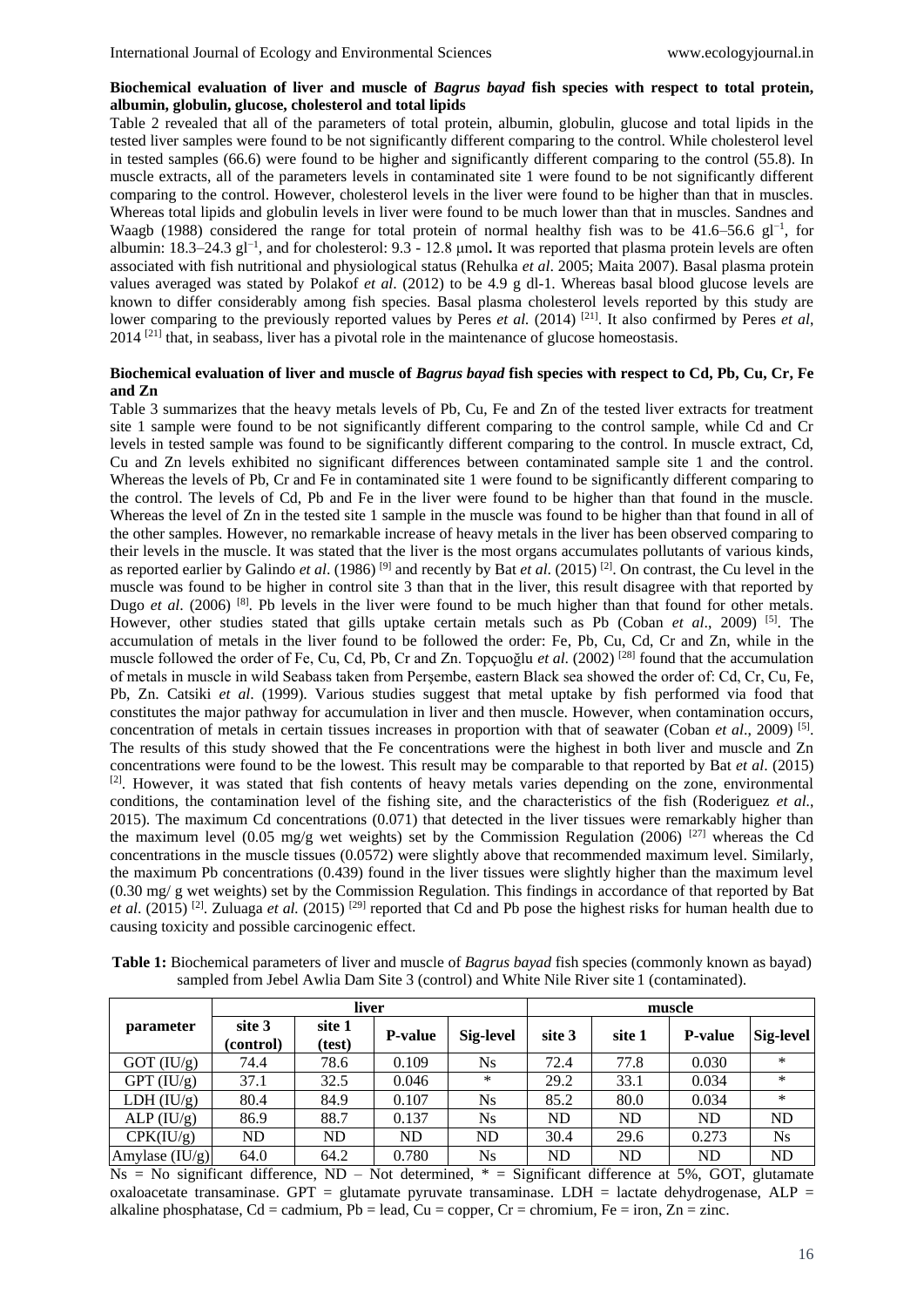**Biochemical evaluation of liver and muscle of *Bagrus bayad* fish species with respect to total protein, albumin, globulin, glucose, cholesterol and total lipids**

Table 2 revealed that all of the parameters of total protein, albumin, globulin, glucose and total lipids in the tested liver samples were found to be not significantly different comparing to the control. While cholesterol level in tested samples (66.6) were found to be higher and significantly different comparing to the control (55.8). In muscle extracts, all of the parameters levels in contaminated site 1 were found to be not significantly different comparing to the control. However, cholesterol levels in the liver were found to be higher than that in muscles. Whereas total lipids and globulin levels in liver were found to be much lower than that in muscles. Sandnes and Waagb (1988) considered the range for total protein of normal healthy fish was to be 41.6–56.6 $gl^{-1}$, for albumin: 18.3–24.3 $gl^{-1}$, and for cholesterol: 9.3 - 12.8 μmol**.** It was reported that plasma protein levels are often associated with fish nutritional and physiological status (Rehulka *et al*. 2005; Maita 2007). Basal plasma protein values averaged was stated by Polakof *et al*. (2012) to be 4.9 g dl-1. Whereas basal blood glucose levels are known to differ considerably among fish species. Basal plasma cholesterol levels reported by this study are lower comparing to the previously reported values by Peres *et al.* (2014) [21]. It also confirmed by Peres *et al*, 2014 [21] that, in seabass, liver has a pivotal role in the maintenance of glucose homeostasis.

**Biochemical evaluation of liver and muscle of *Bagrus bayad* fish species with respect to Cd, Pb, Cu, Cr, Fe and Zn**

Table 3 summarizes that the heavy metals levels of Pb, Cu, Fe and Zn of the tested liver extracts for treatment site 1 sample were found to be not significantly different comparing to the control sample, while Cd and Cr levels in tested sample was found to be significantly different comparing to the control. In muscle extract, Cd, Cu and Zn levels exhibited no significant differences between contaminated sample site 1 and the control. Whereas the levels of Pb, Cr and Fe in contaminated site 1 were found to be significantly different comparing to the control. The levels of Cd, Pb and Fe in the liver were found to be higher than that found in the muscle. Whereas the level of Zn in the tested site 1 sample in the muscle was found to be higher than that found in all of the other samples. However, no remarkable increase of heavy metals in the liver has been observed comparing to their levels in the muscle. It was stated that the liver is the most organs accumulates pollutants of various kinds, as reported earlier by Galindo *et al*. (1986) [9] and recently by Bat *et al*. (2015) [2]. On contrast, the Cu level in the muscle was found to be higher in control site 3 than that in the liver, this result disagree with that reported by Dugo *et al*. (2006) [8]. Pb levels in the liver were found to be much higher than that found for other metals. However, other studies stated that gills uptake certain metals such as Pb (Coban *et al*., 2009) [5]. The accumulation of metals in the liver found to be followed the order: Fe, Pb, Cu, Cd, Cr and Zn, while in the muscle followed the order of Fe, Cu, Cd, Pb, Cr and Zn. Topçuoğlu *et al*. (2002) [28] found that the accumulation of metals in muscle in wild Seabass taken from Perşembe, eastern Black sea showed the order of: Cd, Cr, Cu, Fe, Pb, Zn. Catsiki *et al*. (1999). Various studies suggest that metal uptake by fish performed via food that constitutes the major pathway for accumulation in liver and then muscle. However, when contamination occurs, concentration of metals in certain tissues increases in proportion with that of seawater (Coban *et al*., 2009) [5]. The results of this study showed that the Fe concentrations were the highest in both liver and muscle and Zn concentrations were found to be the lowest. This result may be comparable to that reported by Bat *et al*. (2015) [2]. However, it was stated that fish contents of heavy metals varies depending on the zone, environmental conditions, the contamination level of the fishing site, and the characteristics of the fish (Roderiguez *et al.*, 2015). The maximum Cd concentrations (0.071) that detected in the liver tissues were remarkably higher than the maximum level (0.05 mg/g wet weights) set by the Commission Regulation (2006) [27] whereas the Cd concentrations in the muscle tissues (0.0572) were slightly above that recommended maximum level. Similarly, the maximum Pb concentrations (0.439) found in the liver tissues were slightly higher than the maximum level (0.30 mg/ g wet weights) set by the Commission Regulation. This findings in accordance of that reported by Bat *et al*. (2015) [2]. Zuluaga *et al.* (2015) [29] reported that Cd and Pb pose the highest risks for human health due to causing toxicity and possible carcinogenic effect.

**Table 1:** Biochemical parameters of liver and muscle of *Bagrus bayad* fish species (commonly known as bayad) sampled from Jebel Awlia Dam Site 3 (control) and White Nile River site 1 (contaminated).

| parameter | liver | | | | muscle | | | |
|---|---|---|---|---|---|---|---|---|
| | site 3 (control) | site 1 (test) | P-value | Sig-level | site 3 | site 1 | P-value | Sig-level |
| GOT (IU/g) | 74.4 | 78.6 | 0.109 | Ns | 72.4 | 77.8 | 0.030 | * |
| GPT (IU/g) | 37.1 | 32.5 | 0.046 | * | 29.2 | 33.1 | 0.034 | * |
| LDH (IU/g) | 80.4 | 84.9 | 0.107 | Ns | 85.2 | 80.0 | 0.034 | * |
| ALP (IU/g) | 86.9 | 88.7 | 0.137 | Ns | ND | ND | ND | ND |
| CPK(IU/g) | ND | ND | ND | ND | 30.4 | 29.6 | 0.273 | Ns |
| Amylase (IU/g) | 64.0 | 64.2 | 0.780 | Ns | ND | ND | ND | ND |

Ns = No significant difference, ND – Not determined, * = Significant difference at 5%, GOT, glutamate oxaloacetate transaminase. GPT = glutamate pyruvate transaminase. LDH = lactate dehydrogenase, ALP = alkaline phosphatase, Cd = cadmium, Pb = lead, Cu = copper, Cr = chromium, Fe = iron, Zn = zinc.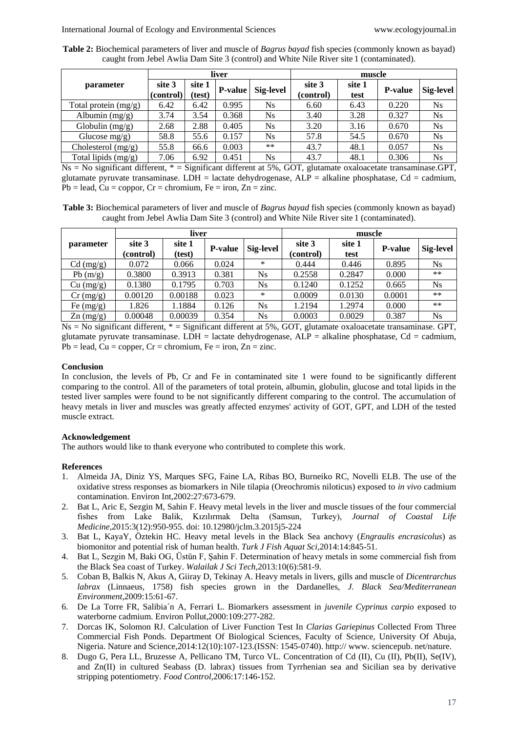**Table 2:** Biochemical parameters of liver and muscle of *Bagrus bayad* fish species (commonly known as bayad) caught from Jebel Awlia Dam Site 3 (control) and White Nile River site 1 (contaminated).

| parameter | liver | | | | muscle | | | |
|---|---|---|---|---|---|---|---|---|
| | site 3 (control) | site 1 (test) | P-value | Sig-level | site 3 (control) | site 1 test | P-value | Sig-level |
| Total protein (mg/g) | 6.42 | 6.42 | 0.995 | Ns | 6.60 | 6.43 | 0.220 | Ns |
| Albumin (mg/g) | 3.74 | 3.54 | 0.368 | Ns | 3.40 | 3.28 | 0.327 | Ns |
| Globulin (mg/g) | 2.68 | 2.88 | 0.405 | Ns | 3.20 | 3.16 | 0.670 | Ns |
| Glucose mg/g) | 58.8 | 55.6 | 0.157 | Ns | 57.8 | 54.5 | 0.670 | Ns |
| Cholesterol (mg/g) | 55.8 | 66.6 | 0.003 | ** | 43.7 | 48.1 | 0.057 | Ns |
| Total lipids (mg/g) | 7.06 | 6.92 | 0.451 | Ns | 43.7 | 48.1 | 0.306 | Ns |

Ns = No significant different, * = Significant different at 5%, GOT, glutamate oxaloacetate transaminase.GPT, glutamate pyruvate transaminase. LDH = lactate dehydrogenase, ALP = alkaline phosphatase, Cd = cadmium, Pb = lead, Cu = coppor, Cr = chromium, Fe = iron, Zn = zinc.

**Table 3:** Biochemical parameters of liver and muscle of *Bagrus bayad* fish species (commonly known as bayad) caught from Jebel Awlia Dam Site 3 (control) and White Nile River site 1 (contaminated).

| parameter | liver | | | | muscle | | | |
|---|---|---|---|---|---|---|---|---|
| | site 3 (control) | site 1 (test) | P-value | Sig-level | site 3 (control) | site 1 test | P-value | Sig-level |
| Cd (mg/g) | 0.072 | 0.066 | 0.024 | * | 0.444 | 0.446 | 0.895 | Ns |
| Pb (m/g) | 0.3800 | 0.3913 | 0.381 | Ns | 0.2558 | 0.2847 | 0.000 | ** |
| Cu (mg/g) | 0.1380 | 0.1795 | 0.703 | Ns | 0.1240 | 0.1252 | 0.665 | Ns |
| Cr (mg/g) | 0.00120 | 0.00188 | 0.023 | * | 0.0009 | 0.0130 | 0.0001 | ** |
| Fe (mg/g) | 1.826 | 1.1884 | 0.126 | Ns | 1.2194 | 1.2974 | 0.000 | ** |
| Zn (mg/g) | 0.00048 | 0.00039 | 0.354 | Ns | 0.0003 | 0.0029 | 0.387 | Ns |

Ns = No significant different, * = Significant different at 5%, GOT, glutamate oxaloacetate transaminase. GPT, glutamate pyruvate transaminase. LDH = lactate dehydrogenase, ALP = alkaline phosphatase, Cd = cadmium, Pb = lead, Cu = copper, Cr = chromium, Fe = iron, Zn = zinc.

## Conclusion

In conclusion, the levels of Pb, Cr and Fe in contaminated site 1 were found to be significantly different comparing to the control. All of the parameters of total protein, albumin, globulin, glucose and total lipids in the tested liver samples were found to be not significantly different comparing to the control. The accumulation of heavy metals in liver and muscles was greatly affected enzymes' activity of GOT, GPT, and LDH of the tested muscle extract.

## Acknowledgement

The authors would like to thank everyone who contributed to complete this work.

## References

1. Almeida JA, Diniz YS, Marques SFG, Faine LA, Ribas BO, Burneiko RC, Novelli ELB. The use of the oxidative stress responses as biomarkers in Nile tilapia (Oreochromis niloticus) exposed to *in vivo* cadmium contamination. Environ Int,2002:27:673-679.
2. Bat L, Aric E, Sezgin M, Sahin F. Heavy metal levels in the liver and muscle tissues of the four commercial fishes from Lake Balik, Kızılırmak Delta (Samsun, Turkey), *Journal of Coastal Life Medicine*,2015:3(12):950-955. doi: 10.12980/jclm.3.2015j5-224
3. Bat L, KayaY, Öztekin HC. Heavy metal levels in the Black Sea anchovy (*Engraulis encrasicolus*) as biomonitor and potential risk of human health. *Turk J Fish Aquat Sci*,2014:14:845-51.
4. Bat L, Sezgin M, Baki OG, Üstün F, Şahin F. Determination of heavy metals in some commercial fish from the Black Sea coast of Turkey. *Walailak J Sci Tech*,2013:10(6):581-9.
5. Coban B, Balkis N, Akus A, Giiray D, Tekinay A. Heavy metals in livers, gills and muscle of *Dicentrarchus labrax* (Linnaeus, 1758) fish species grown in the Dardanelles, *J. Black Sea/Mediterranean Environment*,2009:15:61-67.
6. De La Torre FR, Salibia´n A, Ferrari L. Biomarkers assessment in *juvenile Cyprinus carpio* exposed to waterborne cadmium. Environ Pollut,2000:109:277-282.
7. Dorcas IK, Solomon RJ. Calculation of Liver Function Test In *Clarias Gariepinus* Collected From Three Commercial Fish Ponds. Department Of Biological Sciences, Faculty of Science, University Of Abuja, Nigeria. Nature and Science,2014:12(10):107-123.(ISSN: 1545-0740). http:// www. sciencepub. net/nature.
8. Dugo G, Pera LL, Bruzesse A, Pellicano TM, Turco VL. Concentration of Cd (II), Cu (II), Pb(II), Se(IV), and Zn(II) in cultured Seabass (D. labrax) tissues from Tyrrhenian sea and Sicilian sea by derivative stripping potentiometry. *Food Control*,2006:17:146-152.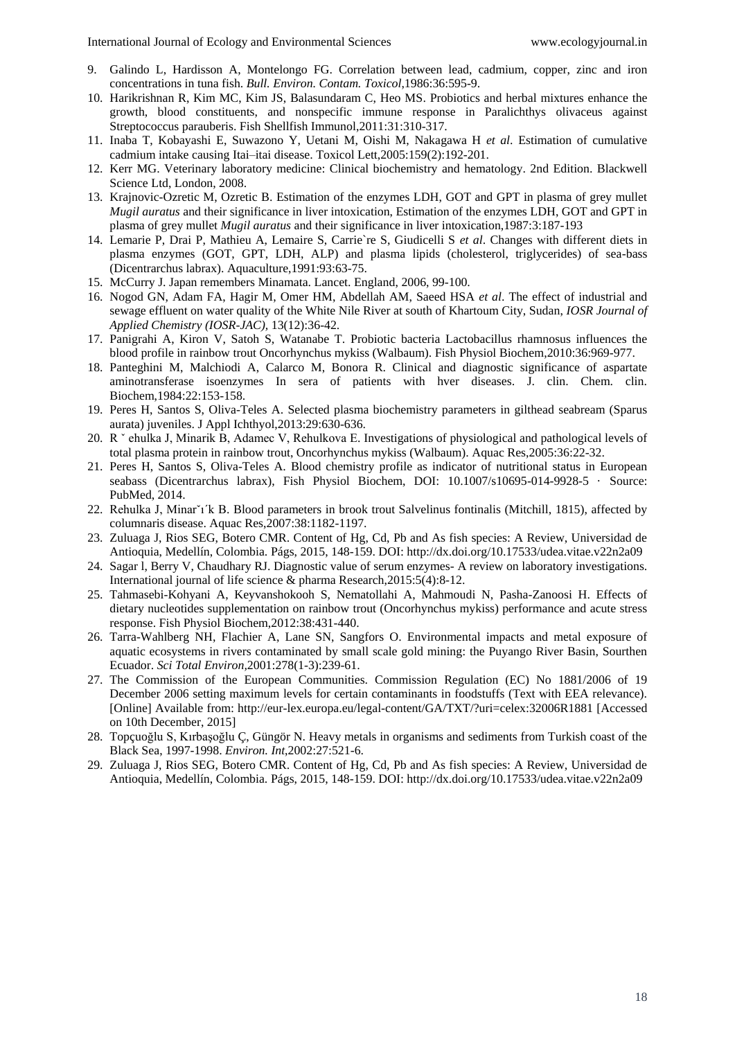9. Galindo L, Hardisson A, Montelongo FG. Correlation between lead, cadmium, copper, zinc and iron concentrations in tuna fish. *Bull. Environ. Contam. Toxicol*,1986:36:595-9.
10. Harikrishnan R, Kim MC, Kim JS, Balasundaram C, Heo MS. Probiotics and herbal mixtures enhance the growth, blood constituents, and nonspecific immune response in Paralichthys olivaceus against Streptococcus parauberis. Fish Shellfish Immunol,2011:31:310-317.
11. Inaba T, Kobayashi E, Suwazono Y, Uetani M, Oishi M, Nakagawa H *et al*. Estimation of cumulative cadmium intake causing Itai–itai disease. Toxicol Lett,2005:159(2):192-201.
12. Kerr MG. Veterinary laboratory medicine: Clinical biochemistry and hematology. 2nd Edition. Blackwell Science Ltd, London, 2008.
13. Krajnovic-Ozretic M, Ozretic B. Estimation of the enzymes LDH, GOT and GPT in plasma of grey mullet *Mugil auratus* and their significance in liver intoxication, Estimation of the enzymes LDH, GOT and GPT in plasma of grey mullet *Mugil auratus* and their significance in liver intoxication,1987:3:187-193
14. Lemarie P, Drai P, Mathieu A, Lemaire S, Carrie`re S, Giudicelli S *et al*. Changes with different diets in plasma enzymes (GOT, GPT, LDH, ALP) and plasma lipids (cholesterol, triglycerides) of sea-bass (Dicentrarchus labrax). Aquaculture,1991:93:63-75.
15. McCurry J. Japan remembers Minamata. Lancet. England, 2006, 99-100.
16. Nogod GN, Adam FA, Hagir M, Omer HM, Abdellah AM, Saeed HSA *et al*. The effect of industrial and sewage effluent on water quality of the White Nile River at south of Khartoum City, Sudan, *IOSR Journal of Applied Chemistry (IOSR-JAC)*, 13(12):36-42.
17. Panigrahi A, Kiron V, Satoh S, Watanabe T. Probiotic bacteria Lactobacillus rhamnosus influences the blood profile in rainbow trout Oncorhynchus mykiss (Walbaum). Fish Physiol Biochem,2010:36:969-977.
18. Panteghini M, Malchiodi A, Calarco M, Bonora R. Clinical and diagnostic significance of aspartate aminotransferase isoenzymes In sera of patients with hver diseases. J. clin. Chem. clin. Biochem,1984:22:153-158.
19. Peres H, Santos S, Oliva-Teles A. Selected plasma biochemistry parameters in gilthead seabream (Sparus aurata) juveniles. J Appl Ichthyol,2013:29:630-636.
20. R ˇ ehulka J, Minarik B, Adamec V, Rehulkova E. Investigations of physiological and pathological levels of total plasma protein in rainbow trout, Oncorhynchus mykiss (Walbaum). Aquac Res,2005:36:22-32.
21. Peres H, Santos S, Oliva-Teles A. Blood chemistry profile as indicator of nutritional status in European seabass (Dicentrarchus labrax), Fish Physiol Biochem, DOI: 10.1007/s10695-014-9928-5 · Source: PubMed, 2014.
22. Rehulka J, Minarˇı´k B. Blood parameters in brook trout Salvelinus fontinalis (Mitchill, 1815), affected by columnaris disease. Aquac Res,2007:38:1182-1197.
23. Zuluaga J, Rios SEG, Botero CMR. Content of Hg, Cd, Pb and As fish species: A Review, Universidad de Antioquia, Medellín, Colombia. Págs, 2015, 148-159. DOI: http://dx.doi.org/10.17533/udea.vitae.v22n2a09
24. Sagar l, Berry V, Chaudhary RJ. Diagnostic value of serum enzymes- A review on laboratory investigations. International journal of life science & pharma Research,2015:5(4):8-12.
25. Tahmasebi-Kohyani A, Keyvanshokooh S, Nematollahi A, Mahmoudi N, Pasha-Zanoosi H. Effects of dietary nucleotides supplementation on rainbow trout (Oncorhynchus mykiss) performance and acute stress response. Fish Physiol Biochem,2012:38:431-440.
26. Tarra-Wahlberg NH, Flachier A, Lane SN, Sangfors O. Environmental impacts and metal exposure of aquatic ecosystems in rivers contaminated by small scale gold mining: the Puyango River Basin, Sourthen Ecuador. *Sci Total Environ*,2001:278(1-3):239-61.
27. The Commission of the European Communities. Commission Regulation (EC) No 1881/2006 of 19 December 2006 setting maximum levels for certain contaminants in foodstuffs (Text with EEA relevance). [Online] Available from: http://eur-lex.europa.eu/legal-content/GA/TXT/?uri=celex:32006R1881 [Accessed on 10th December, 2015]
28. Topçuoğlu S, Kırbaşoğlu Ç, Güngör N. Heavy metals in organisms and sediments from Turkish coast of the Black Sea, 1997-1998. *Environ. Int*,2002:27:521-6.
29. Zuluaga J, Rios SEG, Botero CMR. Content of Hg, Cd, Pb and As fish species: A Review, Universidad de Antioquia, Medellín, Colombia. Págs, 2015, 148-159. DOI: http://dx.doi.org/10.17533/udea.vitae.v22n2a09